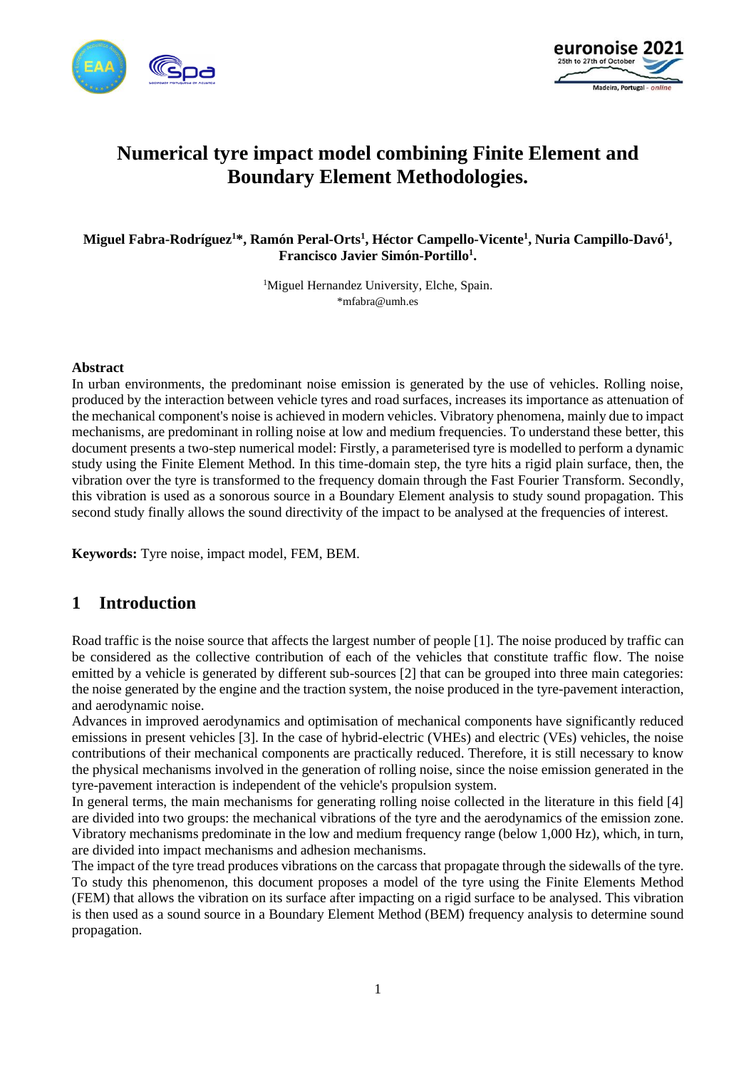# Numerical tyre impact model combining Finite Element and Boundary Element Methodologies.

**Miguel Fabra-Rodríguez[1]*, Ramón Peral-Orts[1], Héctor Campello-Vicente[1], Nuria Campillo-Davó[1], Francisco Javier Simón-Portillo[1].**

[1]Miguel Hernandez University, Elche, Spain.
*mfabra@umh.es

**Abstract**

In urban environments, the predominant noise emission is generated by the use of vehicles. Rolling noise, produced by the interaction between vehicle tyres and road surfaces, increases its importance as attenuation of the mechanical component's noise is achieved in modern vehicles. Vibratory phenomena, mainly due to impact mechanisms, are predominant in rolling noise at low and medium frequencies. To understand these better, this document presents a two-step numerical model: Firstly, a parameterised tyre is modelled to perform a dynamic study using the Finite Element Method. In this time-domain step, the tyre hits a rigid plain surface, then, the vibration over the tyre is transformed to the frequency domain through the Fast Fourier Transform. Secondly, this vibration is used as a sonorous source in a Boundary Element analysis to study sound propagation. This second study finally allows the sound directivity of the impact to be analysed at the frequencies of interest.

**Keywords:** Tyre noise, impact model, FEM, BEM.

## 1 Introduction

Road traffic is the noise source that affects the largest number of people [1]. The noise produced by traffic can be considered as the collective contribution of each of the vehicles that constitute traffic flow. The noise emitted by a vehicle is generated by different sub-sources [2] that can be grouped into three main categories: the noise generated by the engine and the traction system, the noise produced in the tyre-pavement interaction, and aerodynamic noise.

Advances in improved aerodynamics and optimisation of mechanical components have significantly reduced emissions in present vehicles [3]. In the case of hybrid-electric (VHEs) and electric (VEs) vehicles, the noise contributions of their mechanical components are practically reduced. Therefore, it is still necessary to know the physical mechanisms involved in the generation of rolling noise, since the noise emission generated in the tyre-pavement interaction is independent of the vehicle's propulsion system.

In general terms, the main mechanisms for generating rolling noise collected in the literature in this field [4] are divided into two groups: the mechanical vibrations of the tyre and the aerodynamics of the emission zone. Vibratory mechanisms predominate in the low and medium frequency range (below 1,000 Hz), which, in turn, are divided into impact mechanisms and adhesion mechanisms.

The impact of the tyre tread produces vibrations on the carcass that propagate through the sidewalls of the tyre. To study this phenomenon, this document proposes a model of the tyre using the Finite Elements Method (FEM) that allows the vibration on its surface after impacting on a rigid surface to be analysed. This vibration is then used as a sound source in a Boundary Element Method (BEM) frequency analysis to determine sound propagation.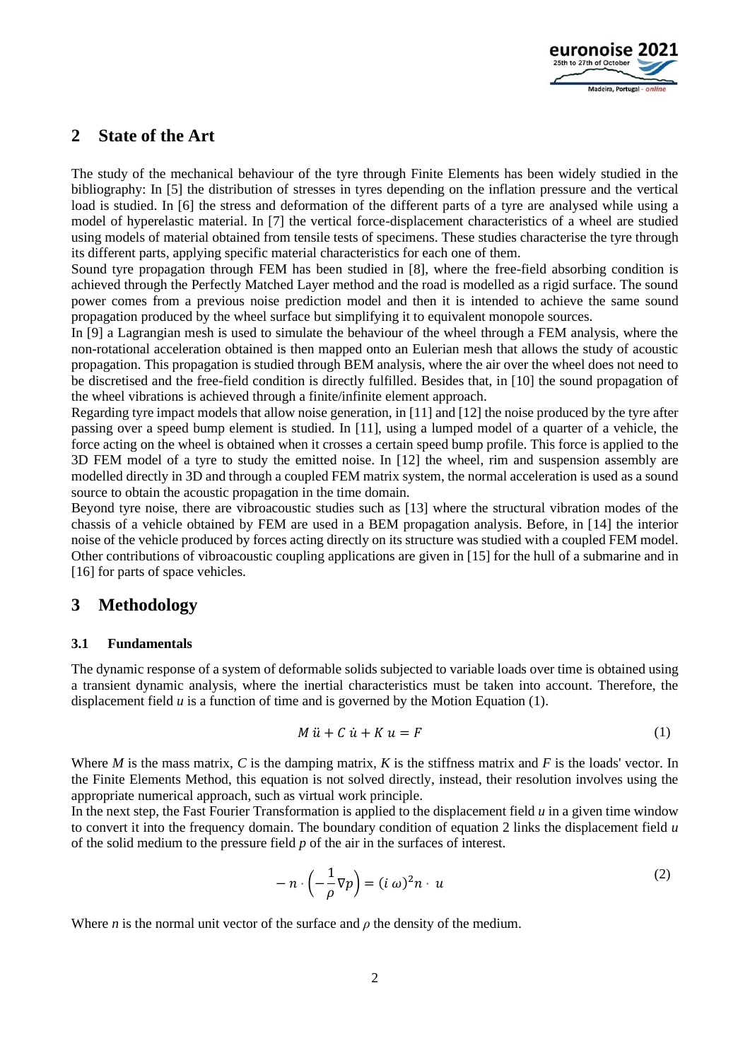## 2 State of the Art

The study of the mechanical behaviour of the tyre through Finite Elements has been widely studied in the bibliography: In [5] the distribution of stresses in tyres depending on the inflation pressure and the vertical load is studied. In [6] the stress and deformation of the different parts of a tyre are analysed while using a model of hyperelastic material. In [7] the vertical force-displacement characteristics of a wheel are studied using models of material obtained from tensile tests of specimens. These studies characterise the tyre through its different parts, applying specific material characteristics for each one of them.

Sound tyre propagation through FEM has been studied in [8], where the free-field absorbing condition is achieved through the Perfectly Matched Layer method and the road is modelled as a rigid surface. The sound power comes from a previous noise prediction model and then it is intended to achieve the same sound propagation produced by the wheel surface but simplifying it to equivalent monopole sources.

In [9] a Lagrangian mesh is used to simulate the behaviour of the wheel through a FEM analysis, where the non-rotational acceleration obtained is then mapped onto an Eulerian mesh that allows the study of acoustic propagation. This propagation is studied through BEM analysis, where the air over the wheel does not need to be discretised and the free-field condition is directly fulfilled. Besides that, in [10] the sound propagation of the wheel vibrations is achieved through a finite/infinite element approach.

Regarding tyre impact models that allow noise generation, in [11] and [12] the noise produced by the tyre after passing over a speed bump element is studied. In [11], using a lumped model of a quarter of a vehicle, the force acting on the wheel is obtained when it crosses a certain speed bump profile. This force is applied to the 3D FEM model of a tyre to study the emitted noise. In [12] the wheel, rim and suspension assembly are modelled directly in 3D and through a coupled FEM matrix system, the normal acceleration is used as a sound source to obtain the acoustic propagation in the time domain.

Beyond tyre noise, there are vibroacoustic studies such as [13] where the structural vibration modes of the chassis of a vehicle obtained by FEM are used in a BEM propagation analysis. Before, in [14] the interior noise of the vehicle produced by forces acting directly on its structure was studied with a coupled FEM model. Other contributions of vibroacoustic coupling applications are given in [15] for the hull of a submarine and in [16] for parts of space vehicles.

## 3 Methodology

### 3.1 Fundamentals

The dynamic response of a system of deformable solids subjected to variable loads over time is obtained using a transient dynamic analysis, where the inertial characteristics must be taken into account. Therefore, the displacement field $u$ is a function of time and is governed by the Motion Equation (1).

$$M\,\ddot{u} + C\,\dot{u} + K\,u = F \tag{1}$$

Where $M$ is the mass matrix, $C$ is the damping matrix, $K$ is the stiffness matrix and $F$ is the loads' vector. In the Finite Elements Method, this equation is not solved directly, instead, their resolution involves using the appropriate numerical approach, such as virtual work principle.

In the next step, the Fast Fourier Transformation is applied to the displacement field $u$ in a given time window to convert it into the frequency domain. The boundary condition of equation 2 links the displacement field $u$ of the solid medium to the pressure field $p$ of the air in the surfaces of interest.

$$-\,n \cdot \left(-\frac{1}{\rho}\nabla p\right) = (i\,\omega)^2 n \cdot\, u \tag{2}$$

Where $n$ is the normal unit vector of the surface and $\rho$ the density of the medium.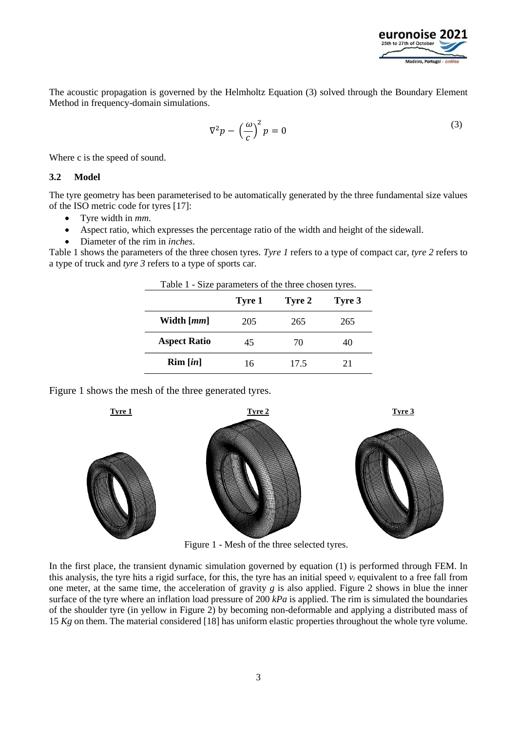The acoustic propagation is governed by the Helmholtz Equation (3) solved through the Boundary Element Method in frequency-domain simulations.

$$\nabla^2 p - \left(\frac{\omega}{c}\right)^2 p = 0 \tag{3}$$

Where c is the speed of sound.

### 3.2 Model

The tyre geometry has been parameterised to be automatically generated by the three fundamental size values of the ISO metric code for tyres [17]:

- Tyre width in *mm*.
- Aspect ratio, which expresses the percentage ratio of the width and height of the sidewall.
- Diameter of the rim in *inches*.

Table 1 shows the parameters of the three chosen tyres. *Tyre 1* refers to a type of compact car, *tyre 2* refers to a type of truck and *tyre 3* refers to a type of sports car.

Table 1 - Size parameters of the three chosen tyres.

| | Tyre 1 | Tyre 2 | Tyre 3 |
|---|---|---|---|
| **Width [*mm*]** | 205 | 265 | 265 |
| **Aspect Ratio** | 45 | 70 | 40 |
| **Rim [*in*]** | 16 | 17.5 | 21 |

Figure 1 shows the mesh of the three generated tyres.

Figure 1 - Mesh of the three selected tyres.

In the first place, the transient dynamic simulation governed by equation (1) is performed through FEM. In this analysis, the tyre hits a rigid surface, for this, the tyre has an initial speed $v_i$ equivalent to a free fall from one meter, at the same time, the acceleration of gravity $g$ is also applied. Figure 2 shows in blue the inner surface of the tyre where an inflation load pressure of 200 *kPa* is applied. The rim is simulated the boundaries of the shoulder tyre (in yellow in Figure 2) by becoming non-deformable and applying a distributed mass of 15 *Kg* on them. The material considered [18] has uniform elastic properties throughout the whole tyre volume.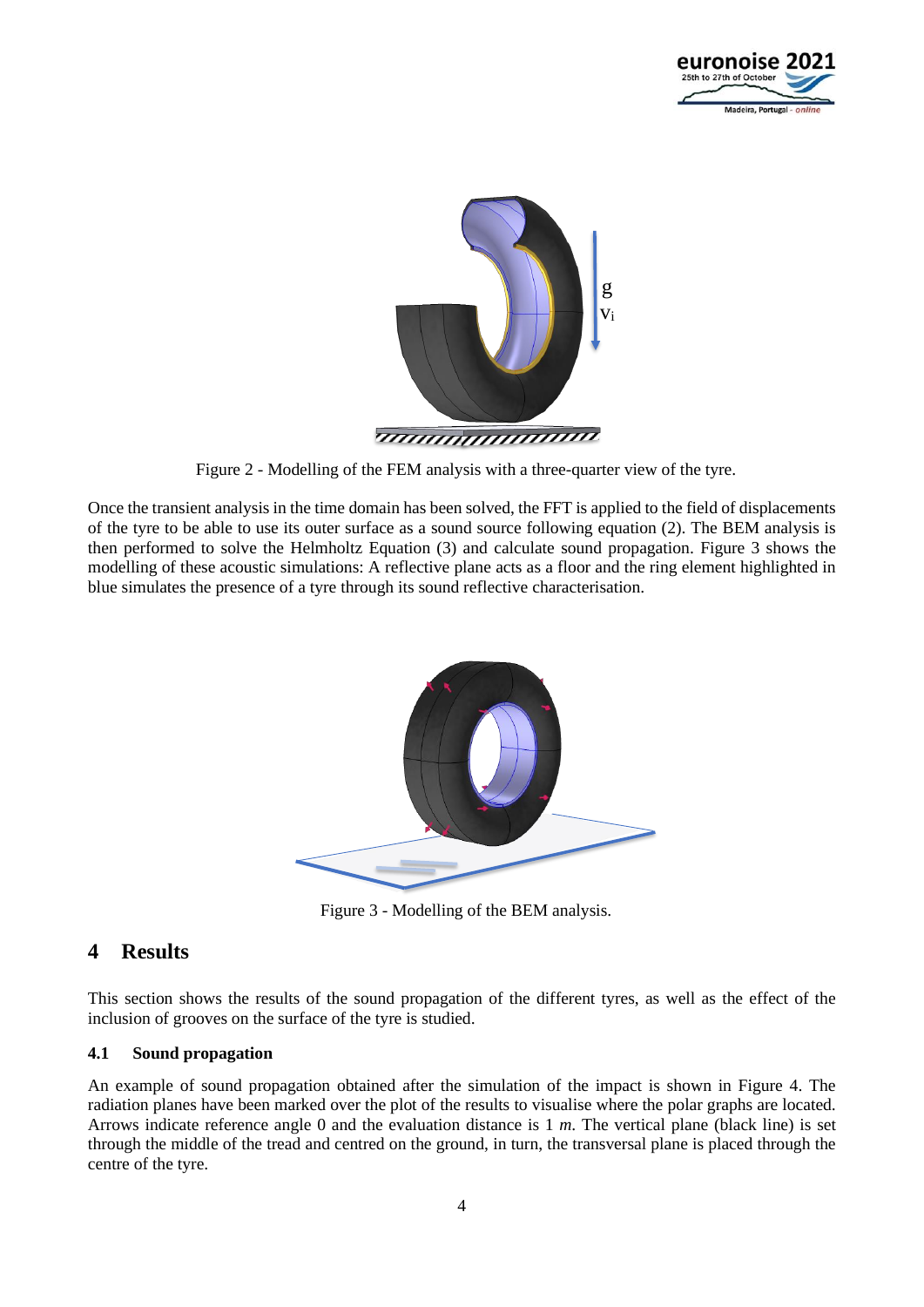Figure 2 - Modelling of the FEM analysis with a three-quarter view of the tyre.

Once the transient analysis in the time domain has been solved, the FFT is applied to the field of displacements of the tyre to be able to use its outer surface as a sound source following equation (2). The BEM analysis is then performed to solve the Helmholtz Equation (3) and calculate sound propagation. Figure 3 shows the modelling of these acoustic simulations: A reflective plane acts as a floor and the ring element highlighted in blue simulates the presence of a tyre through its sound reflective characterisation.

Figure 3 - Modelling of the BEM analysis.

# 4 Results

This section shows the results of the sound propagation of the different tyres, as well as the effect of the inclusion of grooves on the surface of the tyre is studied.

## 4.1 Sound propagation

An example of sound propagation obtained after the simulation of the impact is shown in Figure 4. The radiation planes have been marked over the plot of the results to visualise where the polar graphs are located. Arrows indicate reference angle 0 and the evaluation distance is 1 *m*. The vertical plane (black line) is set through the middle of the tread and centred on the ground, in turn, the transversal plane is placed through the centre of the tyre.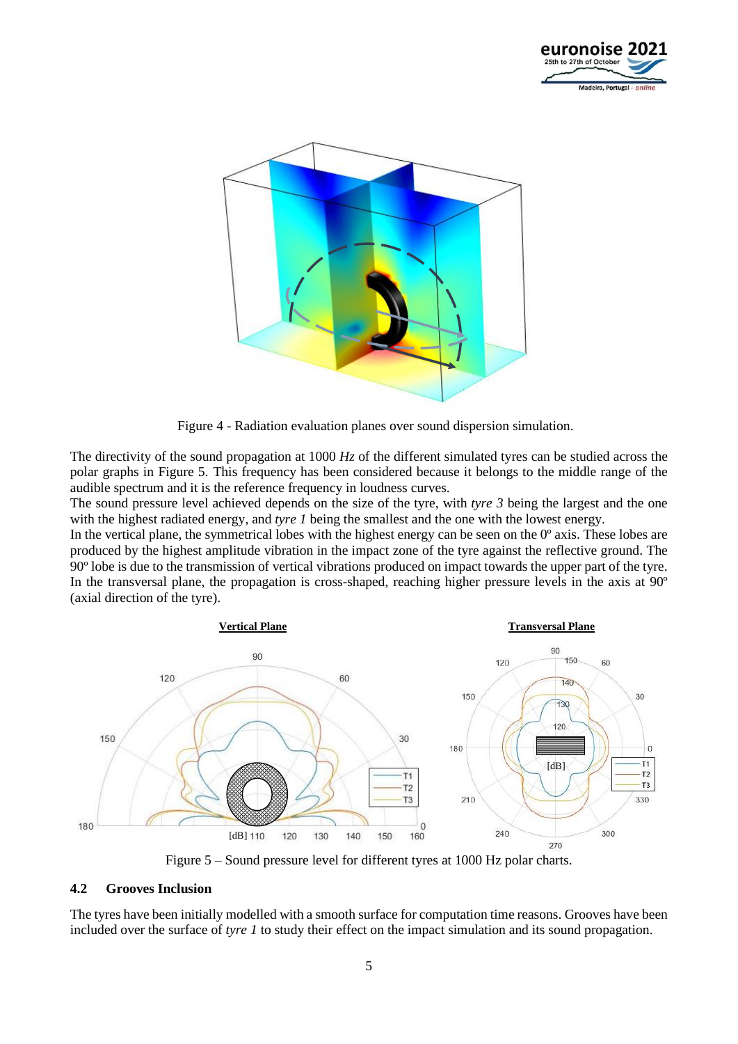Figure 4 - Radiation evaluation planes over sound dispersion simulation.

The directivity of the sound propagation at 1000 *Hz* of the different simulated tyres can be studied across the polar graphs in Figure 5. This frequency has been considered because it belongs to the middle range of the audible spectrum and it is the reference frequency in loudness curves.
The sound pressure level achieved depends on the size of the tyre, with *tyre 3* being the largest and the one with the highest radiated energy, and *tyre 1* being the smallest and the one with the lowest energy.
In the vertical plane, the symmetrical lobes with the highest energy can be seen on the 0º axis. These lobes are produced by the highest amplitude vibration in the impact zone of the tyre against the reflective ground. The 90º lobe is due to the transmission of vertical vibrations produced on impact towards the upper part of the tyre.
In the transversal plane, the propagation is cross-shaped, reaching higher pressure levels in the axis at 90º (axial direction of the tyre).

Figure 5 – Sound pressure level for different tyres at 1000 Hz polar charts.

## 4.2 Grooves Inclusion

The tyres have been initially modelled with a smooth surface for computation time reasons. Grooves have been included over the surface of *tyre 1* to study their effect on the impact simulation and its sound propagation.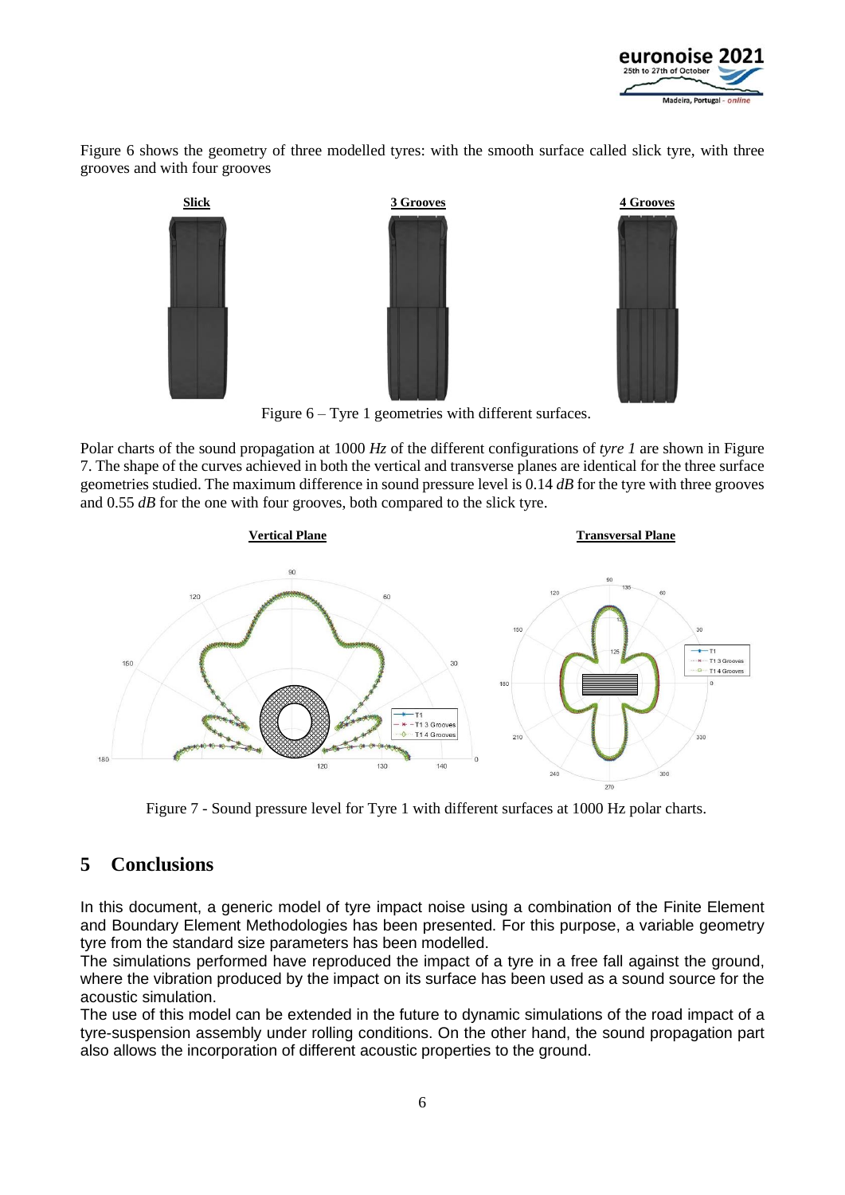Figure 6 shows the geometry of three modelled tyres: with the smooth surface called slick tyre, with three grooves and with four grooves

Figure 6 – Tyre 1 geometries with different surfaces.

Polar charts of the sound propagation at 1000 *Hz* of the different configurations of *tyre 1* are shown in Figure 7. The shape of the curves achieved in both the vertical and transverse planes are identical for the three surface geometries studied. The maximum difference in sound pressure level is 0.14 *dB* for the tyre with three grooves and 0.55 *dB* for the one with four grooves, both compared to the slick tyre.

Figure 7 - Sound pressure level for Tyre 1 with different surfaces at 1000 Hz polar charts.

## 5 Conclusions

In this document, a generic model of tyre impact noise using a combination of the Finite Element and Boundary Element Methodologies has been presented. For this purpose, a variable geometry tyre from the standard size parameters has been modelled.

The simulations performed have reproduced the impact of a tyre in a free fall against the ground, where the vibration produced by the impact on its surface has been used as a sound source for the acoustic simulation.

The use of this model can be extended in the future to dynamic simulations of the road impact of a tyre-suspension assembly under rolling conditions. On the other hand, the sound propagation part also allows the incorporation of different acoustic properties to the ground.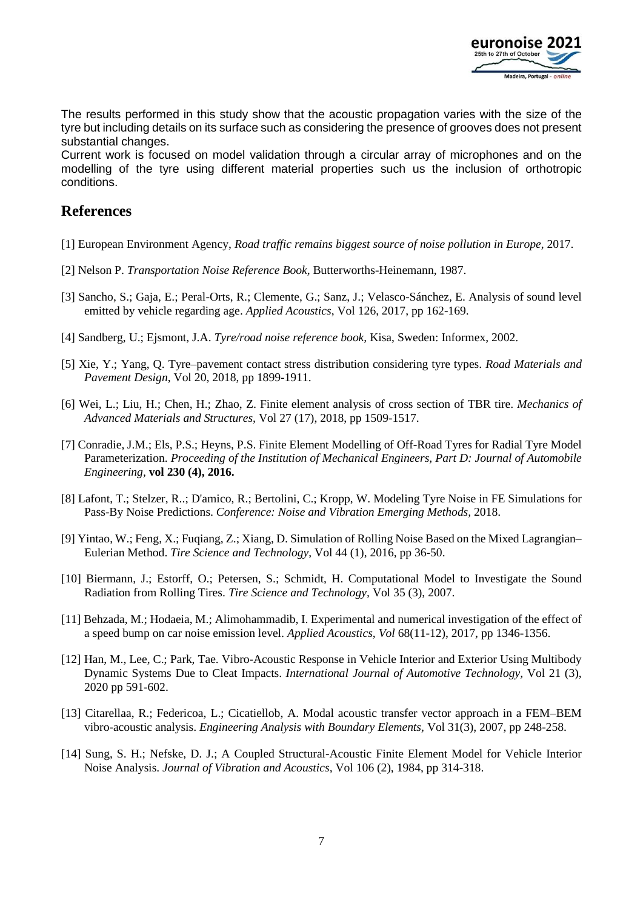The results performed in this study show that the acoustic propagation varies with the size of the tyre but including details on its surface such as considering the presence of grooves does not present substantial changes.

Current work is focused on model validation through a circular array of microphones and on the modelling of the tyre using different material properties such us the inclusion of orthotropic conditions.

## References

[1] European Environment Agency, *Road traffic remains biggest source of noise pollution in Europe*, 2017.

[2] Nelson P. *Transportation Noise Reference Book*, Butterworths-Heinemann, 1987.

[3] Sancho, S.; Gaja, E.; Peral-Orts, R.; Clemente, G.; Sanz, J.; Velasco-Sánchez, E. Analysis of sound level emitted by vehicle regarding age. *Applied Acoustics*, Vol 126, 2017, pp 162-169.

[4] Sandberg, U.; Ejsmont, J.A. *Tyre/road noise reference book*, Kisa, Sweden: Informex, 2002.

[5] Xie, Y.; Yang, Q. Tyre–pavement contact stress distribution considering tyre types. *Road Materials and Pavement Design*, Vol 20, 2018, pp 1899-1911.

[6] Wei, L.; Liu, H.; Chen, H.; Zhao, Z. Finite element analysis of cross section of TBR tire. *Mechanics of Advanced Materials and Structures*, Vol 27 (17), 2018, pp 1509-1517.

[7] Conradie, J.M.; Els, P.S.; Heyns, P.S. Finite Element Modelling of Off-Road Tyres for Radial Tyre Model Parameterization. *Proceeding of the Institution of Mechanical Engineers, Part D: Journal of Automobile Engineering*, **vol 230 (4), 2016.**

[8] Lafont, T.; Stelzer, R..; D'amico, R.; Bertolini, C.; Kropp, W. Modeling Tyre Noise in FE Simulations for Pass-By Noise Predictions. *Conference: Noise and Vibration Emerging Methods*, 2018.

[9] Yintao, W.; Feng, X.; Fuqiang, Z.; Xiang, D. Simulation of Rolling Noise Based on the Mixed Lagrangian–Eulerian Method. *Tire Science and Technology*, Vol 44 (1), 2016, pp 36-50.

[10] Biermann, J.; Estorff, O.; Petersen, S.; Schmidt, H. Computational Model to Investigate the Sound Radiation from Rolling Tires. *Tire Science and Technology*, Vol 35 (3), 2007.

[11] Behzada, M.; Hodaeia, M.; Alimohammadib, I. Experimental and numerical investigation of the effect of a speed bump on car noise emission level. *Applied Acoustics, Vol* 68(11-12), 2017, pp 1346-1356.

[12] Han, M., Lee, C.; Park, Tae. Vibro-Acoustic Response in Vehicle Interior and Exterior Using Multibody Dynamic Systems Due to Cleat Impacts. *International Journal of Automotive Technology*, Vol 21 (3), 2020 pp 591-602.

[13] Citarellaa, R.; Federicoa, L.; Cicatiellob, A. Modal acoustic transfer vector approach in a FEM–BEM vibro-acoustic analysis. *Engineering Analysis with Boundary Elements*, Vol 31(3), 2007, pp 248-258.

[14] Sung, S. H.; Nefske, D. J.; A Coupled Structural-Acoustic Finite Element Model for Vehicle Interior Noise Analysis. *Journal of Vibration and Acoustics*, Vol 106 (2), 1984, pp 314-318.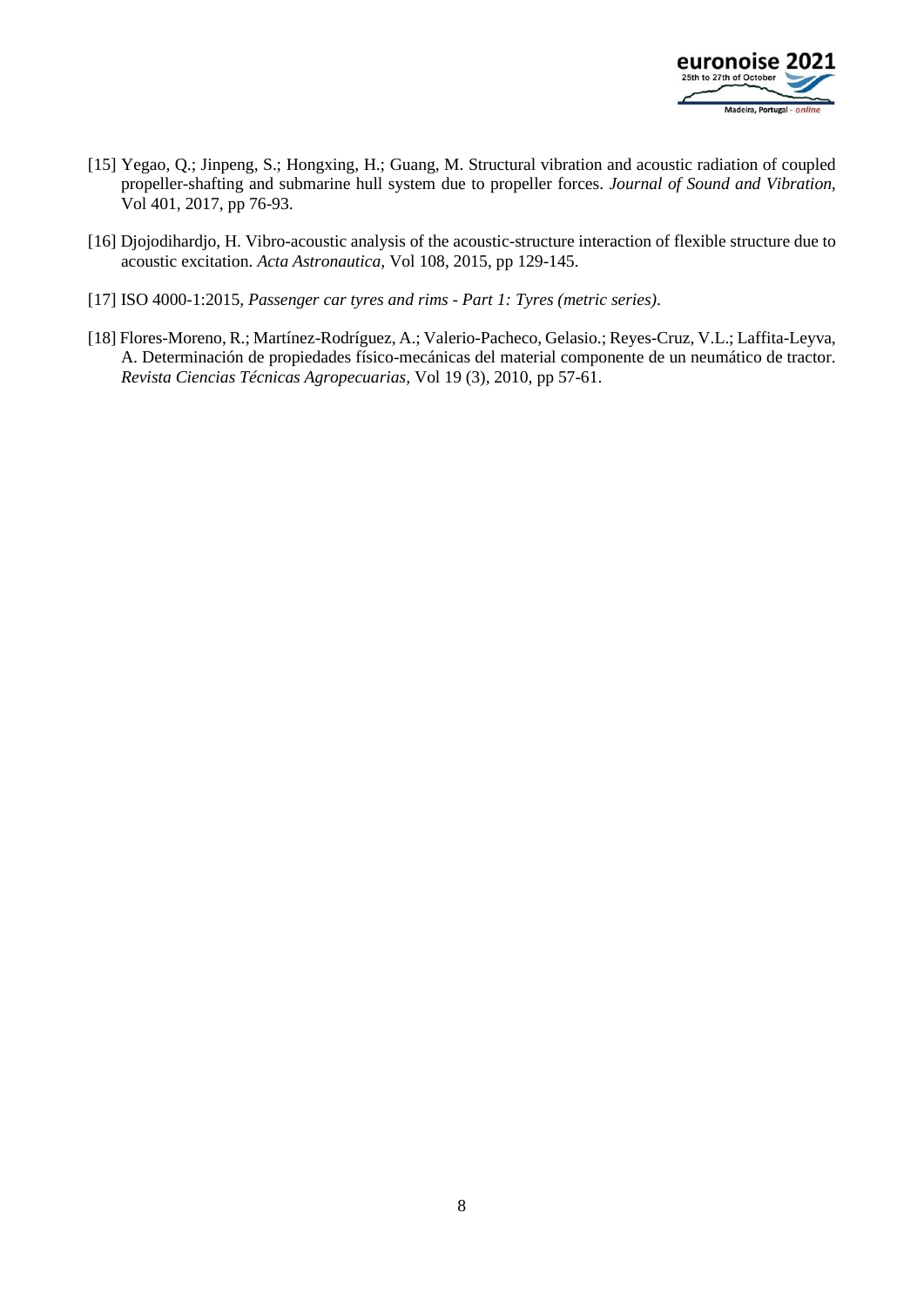[15] Yegao, Q.; Jinpeng, S.; Hongxing, H.; Guang, M. Structural vibration and acoustic radiation of coupled propeller-shafting and submarine hull system due to propeller forces. *Journal of Sound and Vibration*, Vol 401, 2017, pp 76-93.

[16] Djojodihardjo, H. Vibro-acoustic analysis of the acoustic-structure interaction of flexible structure due to acoustic excitation. *Acta Astronautica,* Vol 108, 2015, pp 129-145.

[17] ISO 4000-1:2015, *Passenger car tyres and rims - Part 1: Tyres (metric series)*.

[18] Flores-Moreno, R.; Martínez-Rodríguez, A.; Valerio-Pacheco, Gelasio.; Reyes-Cruz, V.L.; Laffita-Leyva, A. Determinación de propiedades físico-mecánicas del material componente de un neumático de tractor. *Revista Ciencias Técnicas Agropecuarias,* Vol 19 (3), 2010, pp 57-61.